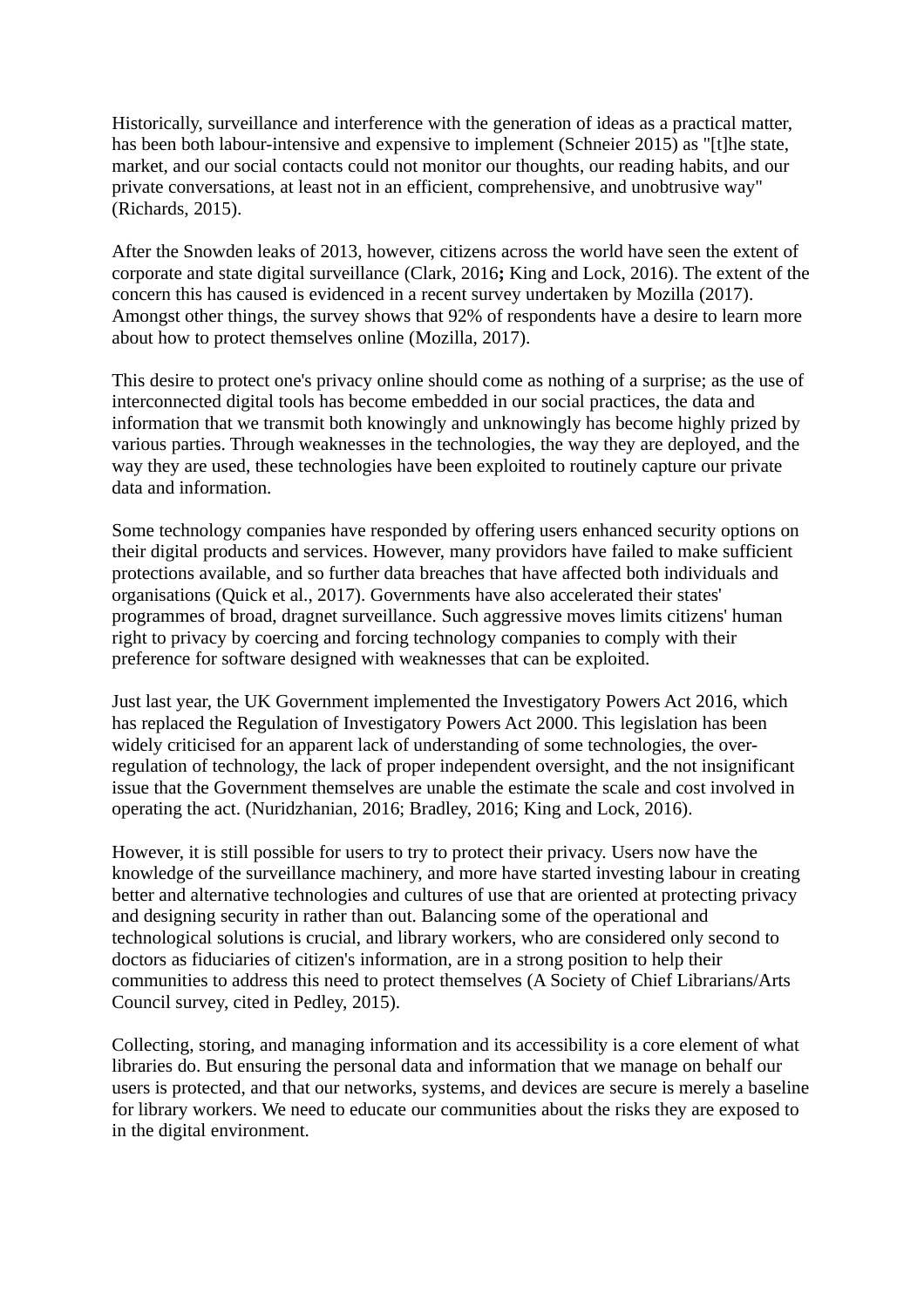Historically, surveillance and interference with the generation of ideas as a practical matter, has been both labour-intensive and expensive to implement (Schneier 2015) as "[t]he state, market, and our social contacts could not monitor our thoughts, our reading habits, and our private conversations, at least not in an efficient, comprehensive, and unobtrusive way" (Richards, 2015).

After the Snowden leaks of 2013, however, citizens across the world have seen the extent of corporate and state digital surveillance (Clark, 2016**;** King and Lock, 2016). The extent of the concern this has caused is evidenced in a recent survey undertaken by Mozilla (2017). Amongst other things, the survey shows that 92% of respondents have a desire to learn more about how to protect themselves online (Mozilla, 2017).

This desire to protect one's privacy online should come as nothing of a surprise; as the use of interconnected digital tools has become embedded in our social practices, the data and information that we transmit both knowingly and unknowingly has become highly prized by various parties. Through weaknesses in the technologies, the way they are deployed, and the way they are used, these technologies have been exploited to routinely capture our private data and information.

Some technology companies have responded by offering users enhanced security options on their digital products and services. However, many providors have failed to make sufficient protections available, and so further data breaches that have affected both individuals and organisations (Quick et al., 2017). Governments have also accelerated their states' programmes of broad, dragnet surveillance. Such aggressive moves limits citizens' human right to privacy by coercing and forcing technology companies to comply with their preference for software designed with weaknesses that can be exploited.

Just last year, the UK Government implemented the Investigatory Powers Act 2016, which has replaced the Regulation of Investigatory Powers Act 2000. This legislation has been widely criticised for an apparent lack of understanding of some technologies, the over-regulation of technology, the lack of proper independent oversight, and the not insignificant issue that the Government themselves are unable the estimate the scale and cost involved in operating the act. (Nuridzhanian, 2016; Bradley, 2016; King and Lock, 2016).

However, it is still possible for users to try to protect their privacy. Users now have the knowledge of the surveillance machinery, and more have started investing labour in creating better and alternative technologies and cultures of use that are oriented at protecting privacy and designing security in rather than out. Balancing some of the operational and technological solutions is crucial, and library workers, who are considered only second to doctors as fiduciaries of citizen's information, are in a strong position to help their communities to address this need to protect themselves (A Society of Chief Librarians/Arts Council survey, cited in Pedley, 2015).

Collecting, storing, and managing information and its accessibility is a core element of what libraries do. But ensuring the personal data and information that we manage on behalf our users is protected, and that our networks, systems, and devices are secure is merely a baseline for library workers. We need to educate our communities about the risks they are exposed to in the digital environment.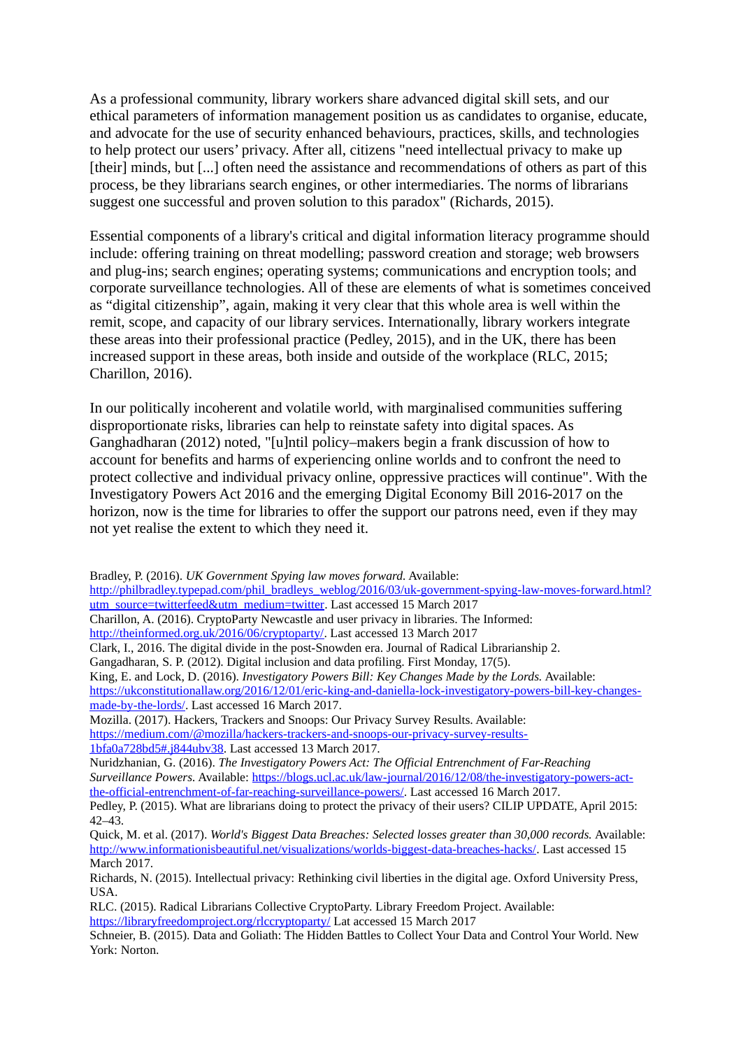As a professional community, library workers share advanced digital skill sets, and our ethical parameters of information management position us as candidates to organise, educate, and advocate for the use of security enhanced behaviours, practices, skills, and technologies to help protect our users' privacy. After all, citizens "need intellectual privacy to make up [their] minds, but [...] often need the assistance and recommendations of others as part of this process, be they librarians search engines, or other intermediaries. The norms of librarians suggest one successful and proven solution to this paradox" (Richards, 2015).

Essential components of a library's critical and digital information literacy programme should include: offering training on threat modelling; password creation and storage; web browsers and plug-ins; search engines; operating systems; communications and encryption tools; and corporate surveillance technologies. All of these are elements of what is sometimes conceived as "digital citizenship", again, making it very clear that this whole area is well within the remit, scope, and capacity of our library services. Internationally, library workers integrate these areas into their professional practice (Pedley, 2015), and in the UK, there has been increased support in these areas, both inside and outside of the workplace (RLC, 2015; Charillon, 2016).

In our politically incoherent and volatile world, with marginalised communities suffering disproportionate risks, libraries can help to reinstate safety into digital spaces. As Ganghadharan (2012) noted, "[u]ntil policy–makers begin a frank discussion of how to account for benefits and harms of experiencing online worlds and to confront the need to protect collective and individual privacy online, oppressive practices will continue". With the Investigatory Powers Act 2016 and the emerging Digital Economy Bill 2016-2017 on the horizon, now is the time for libraries to offer the support our patrons need, even if they may not yet realise the extent to which they need it.

Bradley, P. (2016). *UK Government Spying law moves forward.* Available: http://philbradley.typepad.com/phil_bradleys_weblog/2016/03/uk-government-spying-law-moves-forward.html?utm_source=twitterfeed&utm_medium=twitter. Last accessed 15 March 2017

Charillon, A. (2016). CryptoParty Newcastle and user privacy in libraries. The Informed: http://theinformed.org.uk/2016/06/cryptoparty/. Last accessed 13 March 2017

Clark, I., 2016. The digital divide in the post-Snowden era. Journal of Radical Librarianship 2.

Gangadharan, S. P. (2012). Digital inclusion and data profiling. First Monday, 17(5).

King, E. and Lock, D. (2016). *Investigatory Powers Bill: Key Changes Made by the Lords.* Available: https://ukconstitutionallaw.org/2016/12/01/eric-king-and-daniella-lock-investigatory-powers-bill-key-changes-made-by-the-lords/. Last accessed 16 March 2017.

Mozilla. (2017). Hackers, Trackers and Snoops: Our Privacy Survey Results. Available: https://medium.com/@mozilla/hackers-trackers-and-snoops-our-privacy-survey-results-1bfa0a728bd5#.j844ubv38. Last accessed 13 March 2017.

Nuridzhanian, G. (2016). *The Investigatory Powers Act: The Official Entrenchment of Far-Reaching Surveillance Powers.* Available: https://blogs.ucl.ac.uk/law-journal/2016/12/08/the-investigatory-powers-act-the-official-entrenchment-of-far-reaching-surveillance-powers/. Last accessed 16 March 2017.

Pedley, P. (2015). What are librarians doing to protect the privacy of their users? CILIP UPDATE, April 2015: 42–43.

Quick, M. et al. (2017). *World's Biggest Data Breaches: Selected losses greater than 30,000 records.* Available: http://www.informationisbeautiful.net/visualizations/worlds-biggest-data-breaches-hacks/. Last accessed 15 March 2017.

Richards, N. (2015). Intellectual privacy: Rethinking civil liberties in the digital age. Oxford University Press, USA.

RLC. (2015). Radical Librarians Collective CryptoParty. Library Freedom Project. Available: https://libraryfreedomproject.org/rlccryptoparty/ Lat accessed 15 March 2017

Schneier, B. (2015). Data and Goliath: The Hidden Battles to Collect Your Data and Control Your World. New York: Norton.